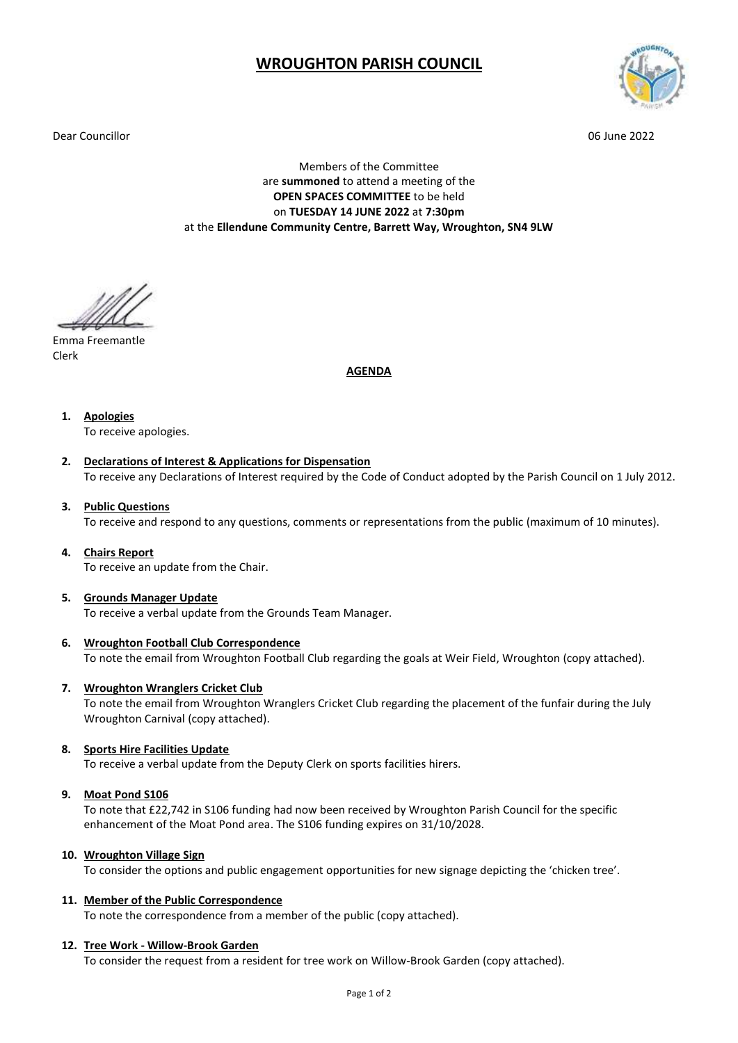# WROUGHTON PARISH COUNCIL

Dear Councillor

06 June 2022

Members of the Committee
are **summoned** to attend a meeting of the
**OPEN SPACES COMMITTEE** to be held
on **TUESDAY 14 JUNE 2022** at **7:30pm**
at the **Ellendune Community Centre, Barrett Way, Wroughton, SN4 9LW**

Emma Freemantle
Clerk

**AGENDA**

1. **Apologies**
   To receive apologies.

2. **Declarations of Interest & Applications for Dispensation**
   To receive any Declarations of Interest required by the Code of Conduct adopted by the Parish Council on 1 July 2012.

3. **Public Questions**
   To receive and respond to any questions, comments or representations from the public (maximum of 10 minutes).

4. **Chairs Report**
   To receive an update from the Chair.

5. **Grounds Manager Update**
   To receive a verbal update from the Grounds Team Manager.

6. **Wroughton Football Club Correspondence**
   To note the email from Wroughton Football Club regarding the goals at Weir Field, Wroughton (copy attached).

7. **Wroughton Wranglers Cricket Club**
   To note the email from Wroughton Wranglers Cricket Club regarding the placement of the funfair during the July Wroughton Carnival (copy attached).

8. **Sports Hire Facilities Update**
   To receive a verbal update from the Deputy Clerk on sports facilities hirers.

9. **Moat Pond S106**
   To note that £22,742 in S106 funding had now been received by Wroughton Parish Council for the specific enhancement of the Moat Pond area. The S106 funding expires on 31/10/2028.

10. **Wroughton Village Sign**
    To consider the options and public engagement opportunities for new signage depicting the 'chicken tree'.

11. **Member of the Public Correspondence**
    To note the correspondence from a member of the public (copy attached).

12. **Tree Work - Willow-Brook Garden**
    To consider the request from a resident for tree work on Willow-Brook Garden (copy attached).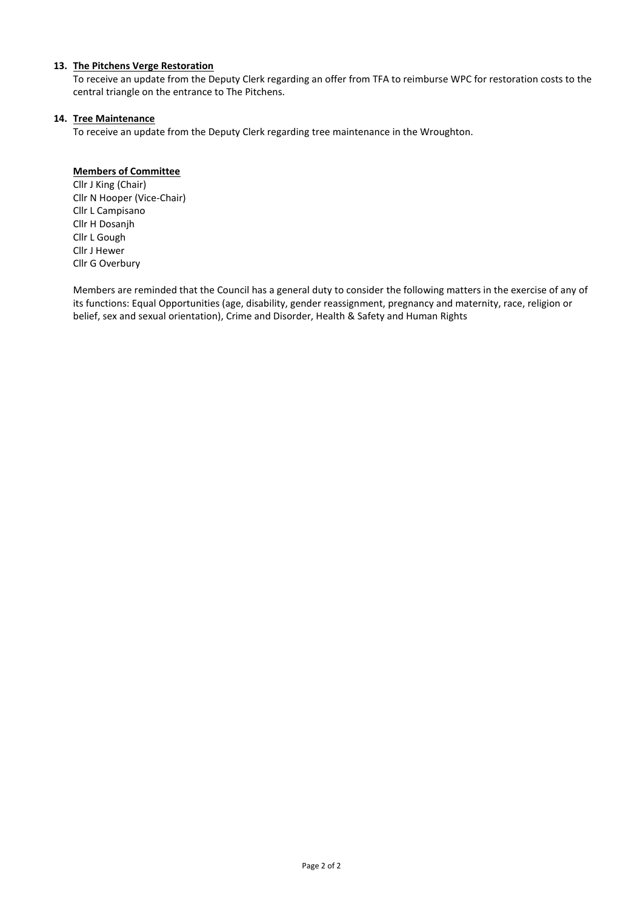13. **The Pitchens Verge Restoration**

To receive an update from the Deputy Clerk regarding an offer from TFA to reimburse WPC for restoration costs to the central triangle on the entrance to The Pitchens.

14. **Tree Maintenance**

To receive an update from the Deputy Clerk regarding tree maintenance in the Wroughton.

**Members of Committee**

Cllr J King (Chair)
Cllr N Hooper (Vice-Chair)
Cllr L Campisano
Cllr H Dosanjh
Cllr L Gough
Cllr J Hewer
Cllr G Overbury

Members are reminded that the Council has a general duty to consider the following matters in the exercise of any of its functions: Equal Opportunities (age, disability, gender reassignment, pregnancy and maternity, race, religion or belief, sex and sexual orientation), Crime and Disorder, Health & Safety and Human Rights